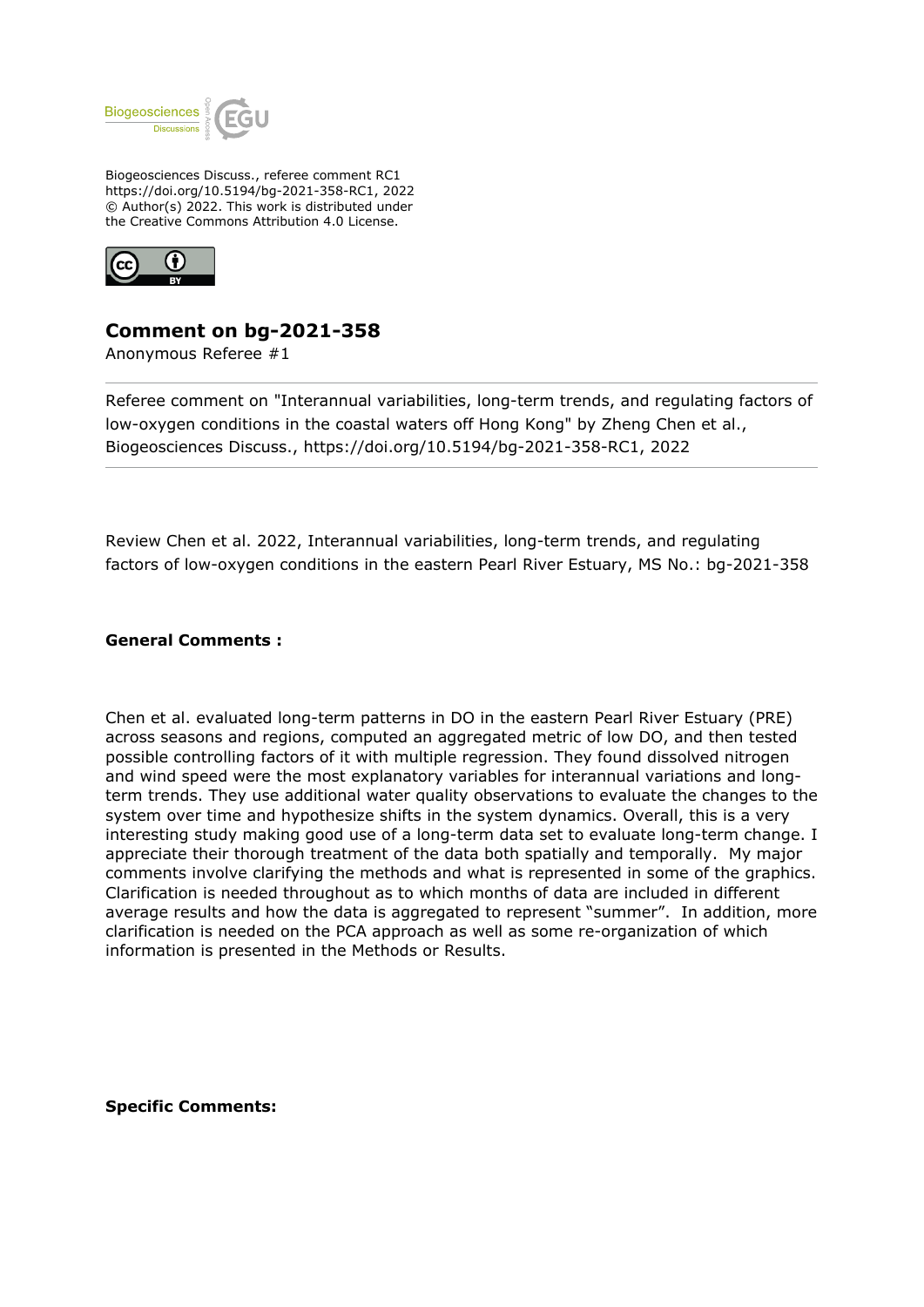Biogeosciences Discuss., referee comment RC1
https://doi.org/10.5194/bg-2021-358-RC1, 2022
© Author(s) 2022. This work is distributed under
the Creative Commons Attribution 4.0 License.

## Comment on bg-2021-358

Anonymous Referee #1

---

Referee comment on "Interannual variabilities, long-term trends, and regulating factors of low-oxygen conditions in the coastal waters off Hong Kong" by Zheng Chen et al., Biogeosciences Discuss., https://doi.org/10.5194/bg-2021-358-RC1, 2022

---

Review Chen et al. 2022, Interannual variabilities, long-term trends, and regulating factors of low-oxygen conditions in the eastern Pearl River Estuary, MS No.: bg-2021-358

**General Comments :**

Chen et al. evaluated long-term patterns in DO in the eastern Pearl River Estuary (PRE) across seasons and regions, computed an aggregated metric of low DO, and then tested possible controlling factors of it with multiple regression. They found dissolved nitrogen and wind speed were the most explanatory variables for interannual variations and long-term trends. They use additional water quality observations to evaluate the changes to the system over time and hypothesize shifts in the system dynamics. Overall, this is a very interesting study making good use of a long-term data set to evaluate long-term change. I appreciate their thorough treatment of the data both spatially and temporally. My major comments involve clarifying the methods and what is represented in some of the graphics. Clarification is needed throughout as to which months of data are included in different average results and how the data is aggregated to represent "summer". In addition, more clarification is needed on the PCA approach as well as some re-organization of which information is presented in the Methods or Results.

**Specific Comments:**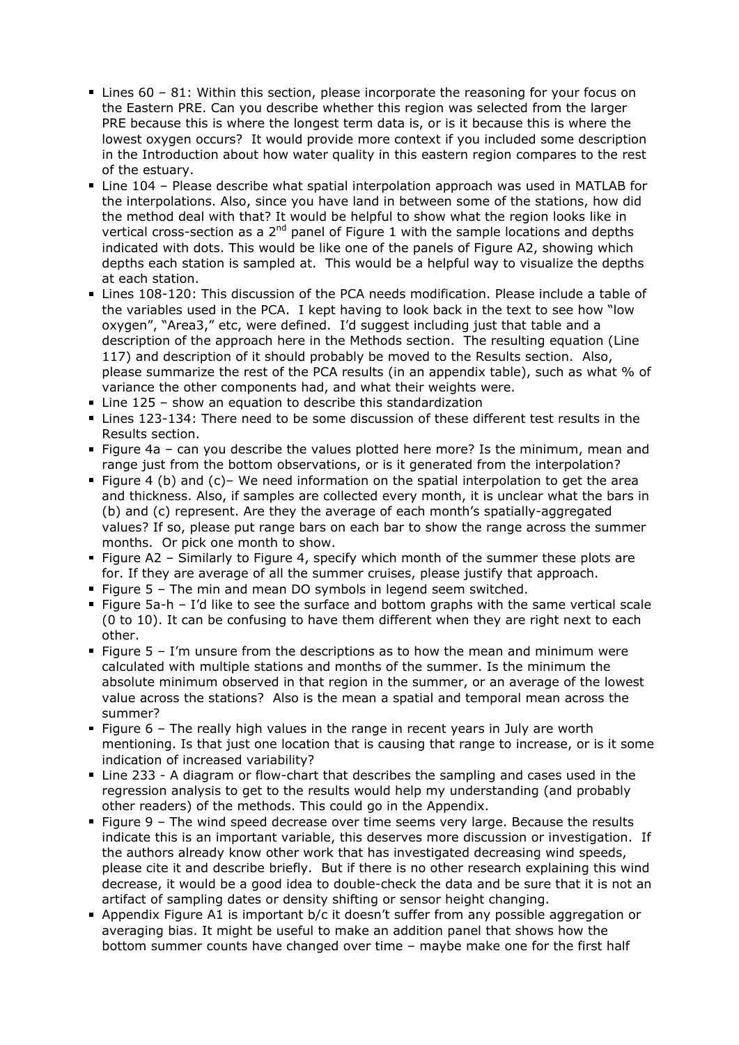- Lines 60 – 81: Within this section, please incorporate the reasoning for your focus on the Eastern PRE. Can you describe whether this region was selected from the larger PRE because this is where the longest term data is, or is it because this is where the lowest oxygen occurs? It would provide more context if you included some description in the Introduction about how water quality in this eastern region compares to the rest of the estuary.
- Line 104 – Please describe what spatial interpolation approach was used in MATLAB for the interpolations. Also, since you have land in between some of the stations, how did the method deal with that? It would be helpful to show what the region looks like in vertical cross-section as a 2nd panel of Figure 1 with the sample locations and depths indicated with dots. This would be like one of the panels of Figure A2, showing which depths each station is sampled at. This would be a helpful way to visualize the depths at each station.
- Lines 108-120: This discussion of the PCA needs modification. Please include a table of the variables used in the PCA. I kept having to look back in the text to see how "low oxygen", "Area3," etc, were defined. I'd suggest including just that table and a description of the approach here in the Methods section. The resulting equation (Line 117) and description of it should probably be moved to the Results section. Also, please summarize the rest of the PCA results (in an appendix table), such as what % of variance the other components had, and what their weights were.
- Line 125 – show an equation to describe this standardization
- Lines 123-134: There need to be some discussion of these different test results in the Results section.
- Figure 4a – can you describe the values plotted here more? Is the minimum, mean and range just from the bottom observations, or is it generated from the interpolation?
- Figure 4 (b) and (c)– We need information on the spatial interpolation to get the area and thickness. Also, if samples are collected every month, it is unclear what the bars in (b) and (c) represent. Are they the average of each month's spatially-aggregated values? If so, please put range bars on each bar to show the range across the summer months. Or pick one month to show.
- Figure A2 – Similarly to Figure 4, specify which month of the summer these plots are for. If they are average of all the summer cruises, please justify that approach.
- Figure 5 – The min and mean DO symbols in legend seem switched.
- Figure 5a-h – I'd like to see the surface and bottom graphs with the same vertical scale (0 to 10). It can be confusing to have them different when they are right next to each other.
- Figure 5 – I'm unsure from the descriptions as to how the mean and minimum were calculated with multiple stations and months of the summer. Is the minimum the absolute minimum observed in that region in the summer, or an average of the lowest value across the stations? Also is the mean a spatial and temporal mean across the summer?
- Figure 6 – The really high values in the range in recent years in July are worth mentioning. Is that just one location that is causing that range to increase, or is it some indication of increased variability?
- Line 233 - A diagram or flow-chart that describes the sampling and cases used in the regression analysis to get to the results would help my understanding (and probably other readers) of the methods. This could go in the Appendix.
- Figure 9 – The wind speed decrease over time seems very large. Because the results indicate this is an important variable, this deserves more discussion or investigation. If the authors already know other work that has investigated decreasing wind speeds, please cite it and describe briefly. But if there is no other research explaining this wind decrease, it would be a good idea to double-check the data and be sure that it is not an artifact of sampling dates or density shifting or sensor height changing.
- Appendix Figure A1 is important b/c it doesn't suffer from any possible aggregation or averaging bias. It might be useful to make an addition panel that shows how the bottom summer counts have changed over time – maybe make one for the first half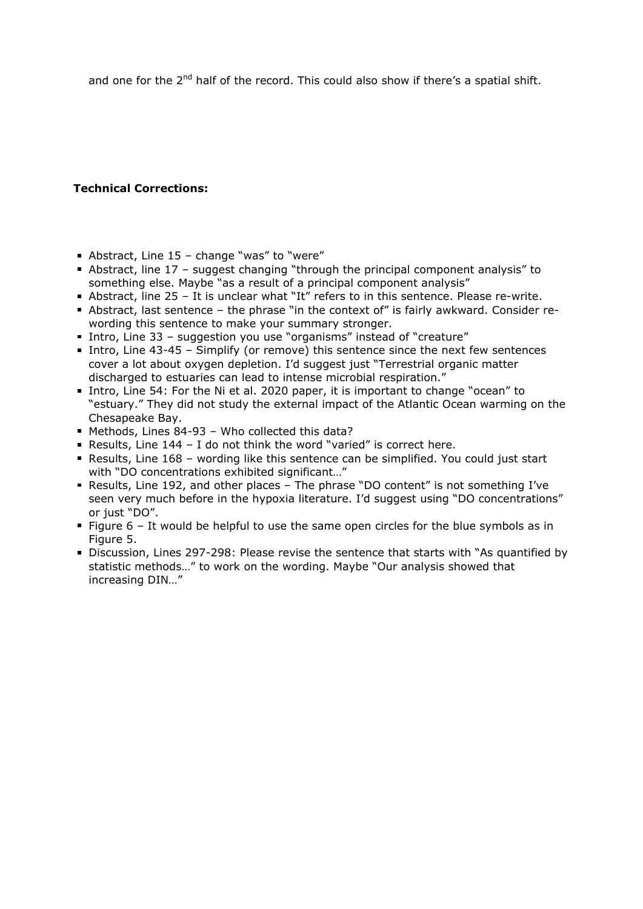and one for the 2nd half of the record. This could also show if there's a spatial shift.

**Technical Corrections:**

- Abstract, Line 15 – change "was" to "were"
- Abstract, line 17 – suggest changing "through the principal component analysis" to something else. Maybe "as a result of a principal component analysis"
- Abstract, line 25 – It is unclear what "It" refers to in this sentence. Please re-write.
- Abstract, last sentence – the phrase "in the context of" is fairly awkward. Consider re-wording this sentence to make your summary stronger.
- Intro, Line 33 – suggestion you use "organisms" instead of "creature"
- Intro, Line 43-45 – Simplify (or remove) this sentence since the next few sentences cover a lot about oxygen depletion. I'd suggest just "Terrestrial organic matter discharged to estuaries can lead to intense microbial respiration."
- Intro, Line 54: For the Ni et al. 2020 paper, it is important to change "ocean" to "estuary." They did not study the external impact of the Atlantic Ocean warming on the Chesapeake Bay.
- Methods, Lines 84-93 – Who collected this data?
- Results, Line 144 – I do not think the word "varied" is correct here.
- Results, Line 168 – wording like this sentence can be simplified. You could just start with "DO concentrations exhibited significant…"
- Results, Line 192, and other places – The phrase "DO content" is not something I've seen very much before in the hypoxia literature. I'd suggest using "DO concentrations" or just "DO".
- Figure 6 – It would be helpful to use the same open circles for the blue symbols as in Figure 5.
- Discussion, Lines 297-298: Please revise the sentence that starts with "As quantified by statistic methods…" to work on the wording. Maybe "Our analysis showed that increasing DIN…"